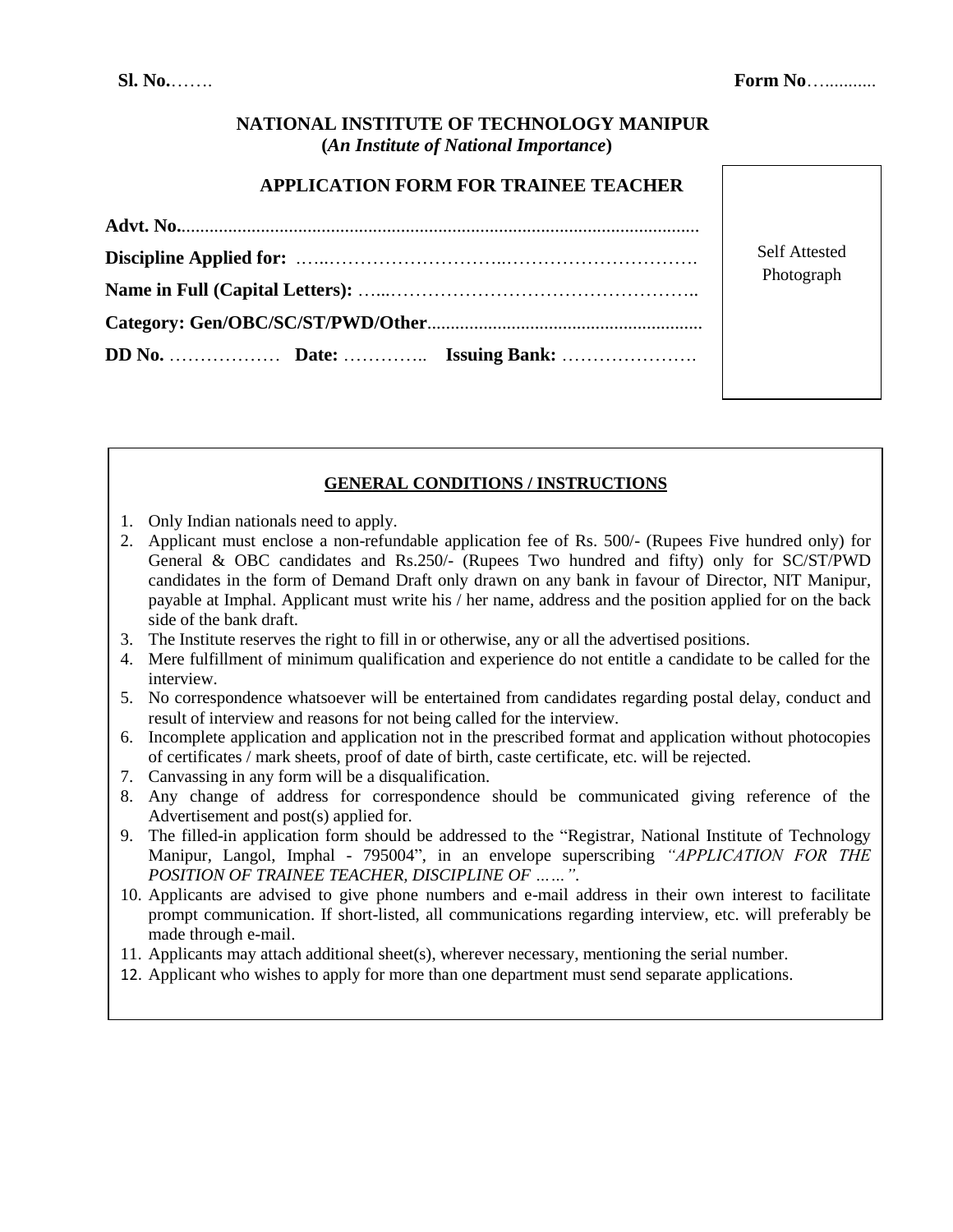**Sl. No.**……. **Form No**…..........

# NATIONAL INSTITUTE OF TECHNOLOGY MANIPUR

**(*An Institute of National Importance*)**

## APPLICATION FORM FOR TRAINEE TEACHER

**Advt. No.**............................................................................................................

**Discipline Applied for:** …..………………………..…………………………

**Name in Full (Capital Letters):** …..…………………………………………..

**Category: Gen/OBC/SC/ST/PWD/Other**........................................................

**DD No.** ……………… **Date:** ………….. **Issuing Bank:** ………………….

Self Attested Photograph

### GENERAL CONDITIONS / INSTRUCTIONS

1. Only Indian nationals need to apply.
2. Applicant must enclose a non-refundable application fee of Rs. 500/- (Rupees Five hundred only) for General & OBC candidates and Rs.250/- (Rupees Two hundred and fifty) only for SC/ST/PWD candidates in the form of Demand Draft only drawn on any bank in favour of Director, NIT Manipur, payable at Imphal. Applicant must write his / her name, address and the position applied for on the back side of the bank draft.
3. The Institute reserves the right to fill in or otherwise, any or all the advertised positions.
4. Mere fulfillment of minimum qualification and experience do not entitle a candidate to be called for the interview.
5. No correspondence whatsoever will be entertained from candidates regarding postal delay, conduct and result of interview and reasons for not being called for the interview.
6. Incomplete application and application not in the prescribed format and application without photocopies of certificates / mark sheets, proof of date of birth, caste certificate, etc. will be rejected.
7. Canvassing in any form will be a disqualification.
8. Any change of address for correspondence should be communicated giving reference of the Advertisement and post(s) applied for.
9. The filled-in application form should be addressed to the "Registrar, National Institute of Technology Manipur, Langol, Imphal - 795004", in an envelope superscribing *"APPLICATION FOR THE POSITION OF TRAINEE TEACHER, DISCIPLINE OF ……"*.
10. Applicants are advised to give phone numbers and e-mail address in their own interest to facilitate prompt communication. If short-listed, all communications regarding interview, etc. will preferably be made through e-mail.
11. Applicants may attach additional sheet(s), wherever necessary, mentioning the serial number.
12. Applicant who wishes to apply for more than one department must send separate applications.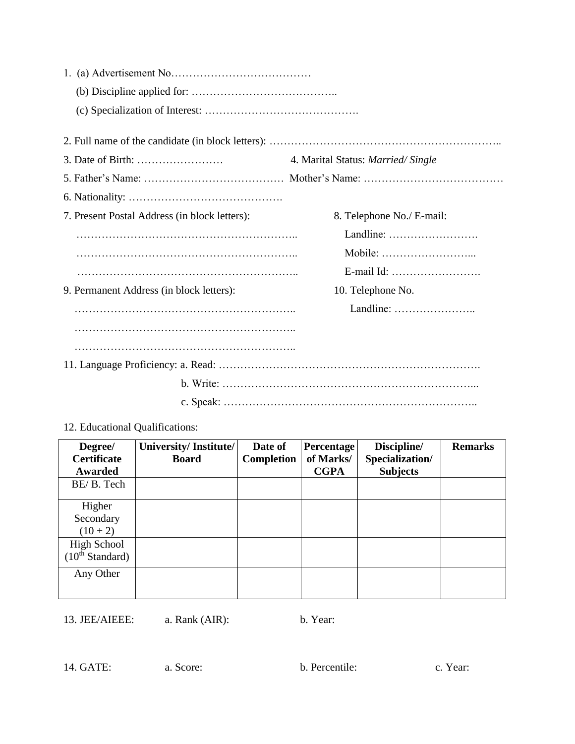1. (a) Advertisement No…………………………………

   (b) Discipline applied for: …………………………………..

   (c) Specialization of Interest: …………………………………….

2. Full name of the candidate (in block letters): ……………………………………………………..

3. Date of Birth: …………………… 4. Marital Status: *Married/ Single*

5. Father's Name: ………………………………… Mother's Name: …………………………………

6. Nationality: …………………………………….

7. Present Postal Address (in block letters):

   ……………………………………………………..

   ……………………………………………………..

   ……………………………………………………..

8. Telephone No./ E-mail:

   Landline: …………………….

   Mobile: ……………………...

   E-mail Id: …………………….

9. Permanent Address (in block letters):

   ……………………………………………………..

   ……………………………………………………..

   ……………………………………………………..

10. Telephone No.

    Landline: …………………..

11. Language Proficiency: a. Read: ……………………………………………………………….

    b. Write: ……………………………………………………………...

    c. Speak: …………………………………………………………..

12. Educational Qualifications:

| Degree/ Certificate Awarded | University/ Institute/ Board | Date of Completion | Percentage of Marks/ CGPA | Discipline/ Specialization/ Subjects | Remarks |
|---|---|---|---|---|---|
| BE/ B. Tech | | | | | |
| Higher Secondary (10 + 2) | | | | | |
| High School ($10^{th}$ Standard) | | | | | |
| Any Other | | | | | |

13. JEE/AIEEE: a. Rank (AIR): b. Year:

14. GATE: a. Score: b. Percentile: c. Year: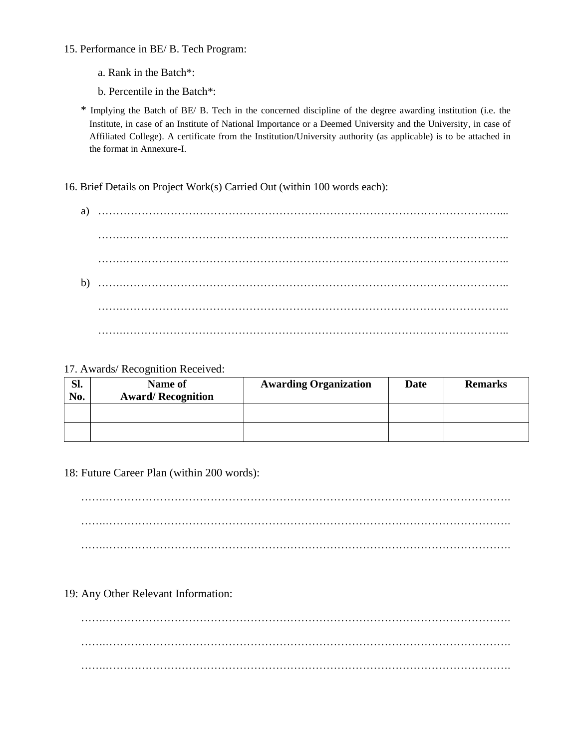15. Performance in BE/ B. Tech Program:

a. Rank in the Batch*:

b. Percentile in the Batch*:

\* Implying the Batch of BE/ B. Tech in the concerned discipline of the degree awarding institution (i.e. the Institute, in case of an Institute of National Importance or a Deemed University and the University, in case of Affiliated College). A certificate from the Institution/University authority (as applicable) is to be attached in the format in Annexure-I.

16. Brief Details on Project Work(s) Carried Out (within 100 words each):

a) …………………………………………………………………………………………………...

…………………………………………………………………………………………………..

…………………………………………………………………………………………………..

b) …………………………………………………………………………………………………..

…………………………………………………………………………………………………..

…………………………………………………………………………………………………..

17. Awards/ Recognition Received:

| Sl. No. | Name of Award/ Recognition | Awarding Organization | Date | Remarks |
|---|---|---|---|---|
| | | | | |
| | | | | |

18: Future Career Plan (within 200 words):

…………………………………………………………………………………………………….

…………………………………………………………………………………………………….

…………………………………………………………………………………………………….

19: Any Other Relevant Information:

…………………………………………………………………………………………………….

…………………………………………………………………………………………………….

…………………………………………………………………………………………………….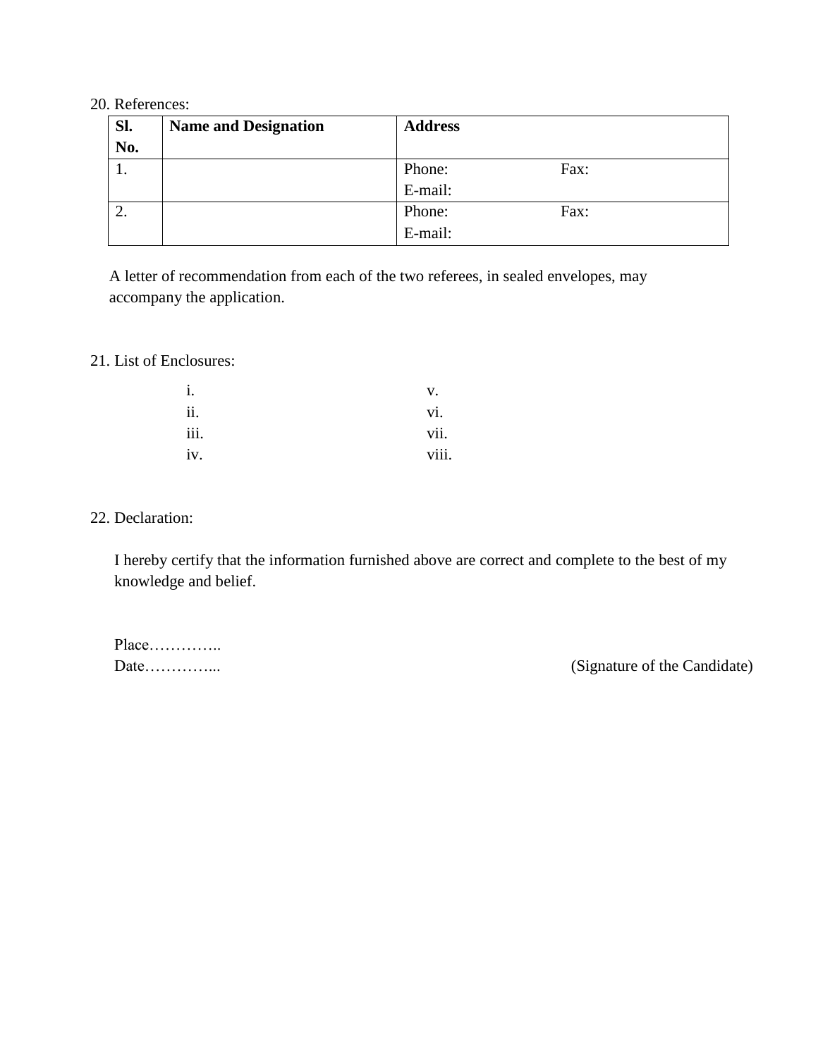20. References:

| Sl. No. | Name and Designation | Address |
|---|---|---|
| 1. | | Phone: Fax:<br>E-mail: |
| 2. | | Phone: Fax:<br>E-mail: |

A letter of recommendation from each of the two referees, in sealed envelopes, may accompany the application.

21. List of Enclosures:

| | |
|---|---|
| i. | v. |
| ii. | vi. |
| iii. | vii. |
| iv. | viii. |

22. Declaration:

I hereby certify that the information furnished above are correct and complete to the best of my knowledge and belief.

Place…………..

Date…………...

(Signature of the Candidate)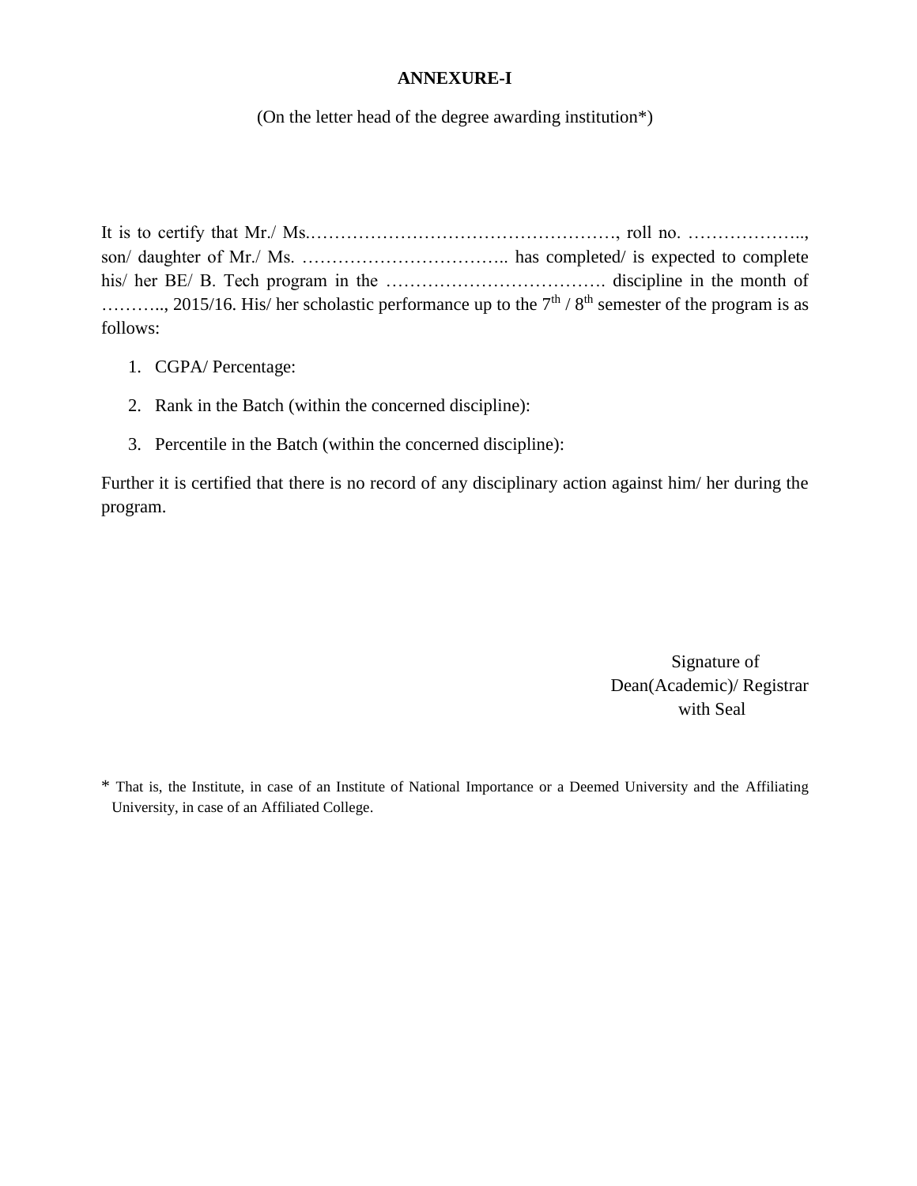**ANNEXURE-I**

(On the letter head of the degree awarding institution*)

It is to certify that Mr./ Ms.……………………………………………, roll no. ……………….., son/ daughter of Mr./ Ms. …………………………….. has completed/ is expected to complete his/ her BE/ B. Tech program in the ………………………………. discipline in the month of ……….., 2015/16. His/ her scholastic performance up to the 7th / 8th semester of the program is as follows:

1. CGPA/ Percentage:
2. Rank in the Batch (within the concerned discipline):
3. Percentile in the Batch (within the concerned discipline):

Further it is certified that there is no record of any disciplinary action against him/ her during the program.

Signature of
Dean(Academic)/ Registrar
with Seal

* That is, the Institute, in case of an Institute of National Importance or a Deemed University and the Affiliating University, in case of an Affiliated College.